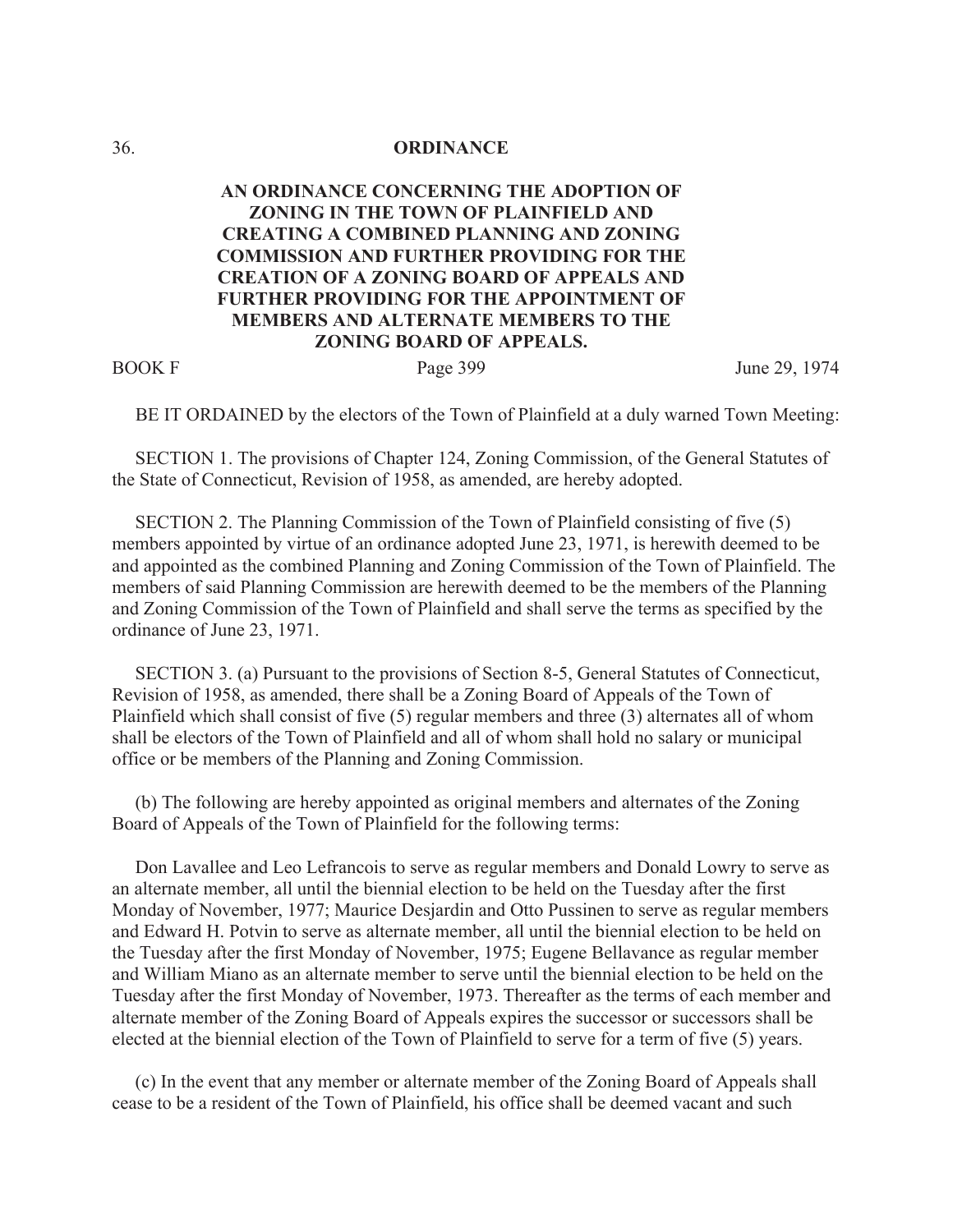36. **ORDINANCE**

**AN ORDINANCE CONCERNING THE ADOPTION OF ZONING IN THE TOWN OF PLAINFIELD AND CREATING A COMBINED PLANNING AND ZONING COMMISSION AND FURTHER PROVIDING FOR THE CREATION OF A ZONING BOARD OF APPEALS AND FURTHER PROVIDING FOR THE APPOINTMENT OF MEMBERS AND ALTERNATE MEMBERS TO THE ZONING BOARD OF APPEALS.**

BOOK F Page 399 June 29, 1974

BE IT ORDAINED by the electors of the Town of Plainfield at a duly warned Town Meeting:

SECTION 1. The provisions of Chapter 124, Zoning Commission, of the General Statutes of the State of Connecticut, Revision of 1958, as amended, are hereby adopted.

SECTION 2. The Planning Commission of the Town of Plainfield consisting of five (5) members appointed by virtue of an ordinance adopted June 23, 1971, is herewith deemed to be and appointed as the combined Planning and Zoning Commission of the Town of Plainfield. The members of said Planning Commission are herewith deemed to be the members of the Planning and Zoning Commission of the Town of Plainfield and shall serve the terms as specified by the ordinance of June 23, 1971.

SECTION 3. (a) Pursuant to the provisions of Section 8-5, General Statutes of Connecticut, Revision of 1958, as amended, there shall be a Zoning Board of Appeals of the Town of Plainfield which shall consist of five (5) regular members and three (3) alternates all of whom shall be electors of the Town of Plainfield and all of whom shall hold no salary or municipal office or be members of the Planning and Zoning Commission.

(b) The following are hereby appointed as original members and alternates of the Zoning Board of Appeals of the Town of Plainfield for the following terms:

Don Lavallee and Leo Lefrancois to serve as regular members and Donald Lowry to serve as an alternate member, all until the biennial election to be held on the Tuesday after the first Monday of November, 1977; Maurice Desjardin and Otto Pussinen to serve as regular members and Edward H. Potvin to serve as alternate member, all until the biennial election to be held on the Tuesday after the first Monday of November, 1975; Eugene Bellavance as regular member and William Miano as an alternate member to serve until the biennial election to be held on the Tuesday after the first Monday of November, 1973. Thereafter as the terms of each member and alternate member of the Zoning Board of Appeals expires the successor or successors shall be elected at the biennial election of the Town of Plainfield to serve for a term of five (5) years.

(c) In the event that any member or alternate member of the Zoning Board of Appeals shall cease to be a resident of the Town of Plainfield, his office shall be deemed vacant and such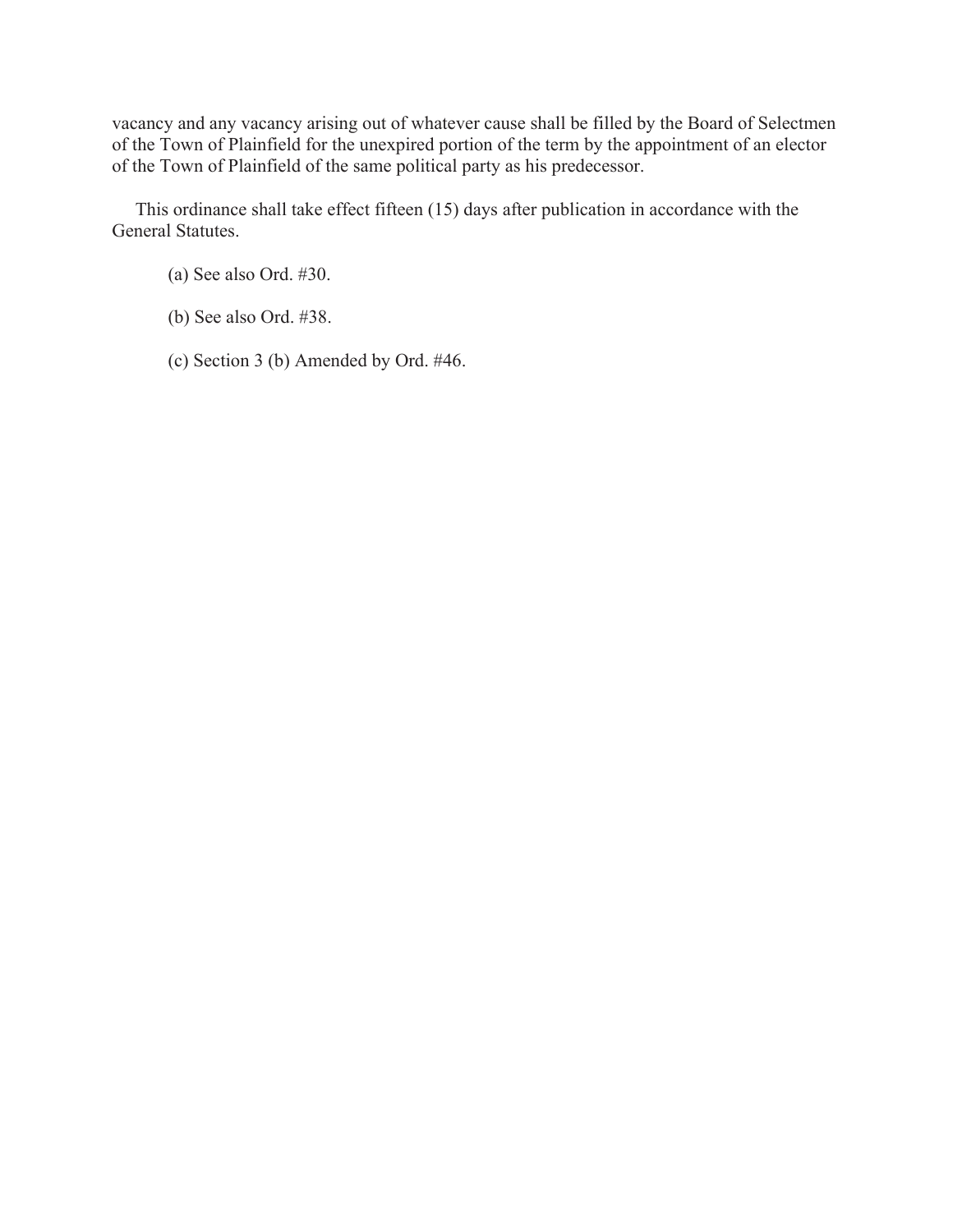vacancy and any vacancy arising out of whatever cause shall be filled by the Board of Selectmen of the Town of Plainfield for the unexpired portion of the term by the appointment of an elector of the Town of Plainfield of the same political party as his predecessor.

This ordinance shall take effect fifteen (15) days after publication in accordance with the General Statutes.

(a) See also Ord. #30.

(b) See also Ord. #38.

(c) Section 3 (b) Amended by Ord. #46.